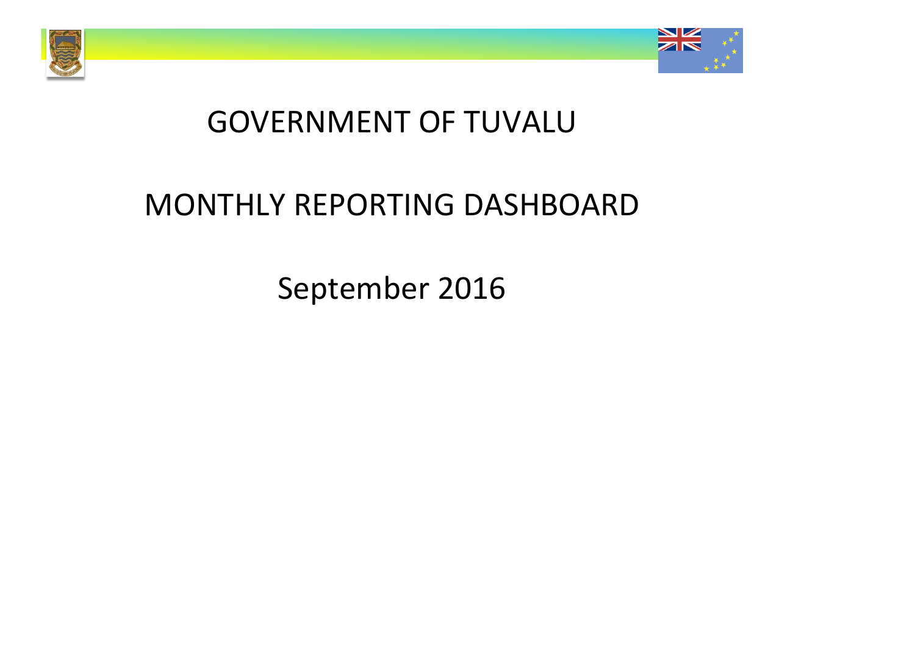# GOVERNMENT OF TUVALU

## MONTHLY REPORTING DASHBOARD

September 2016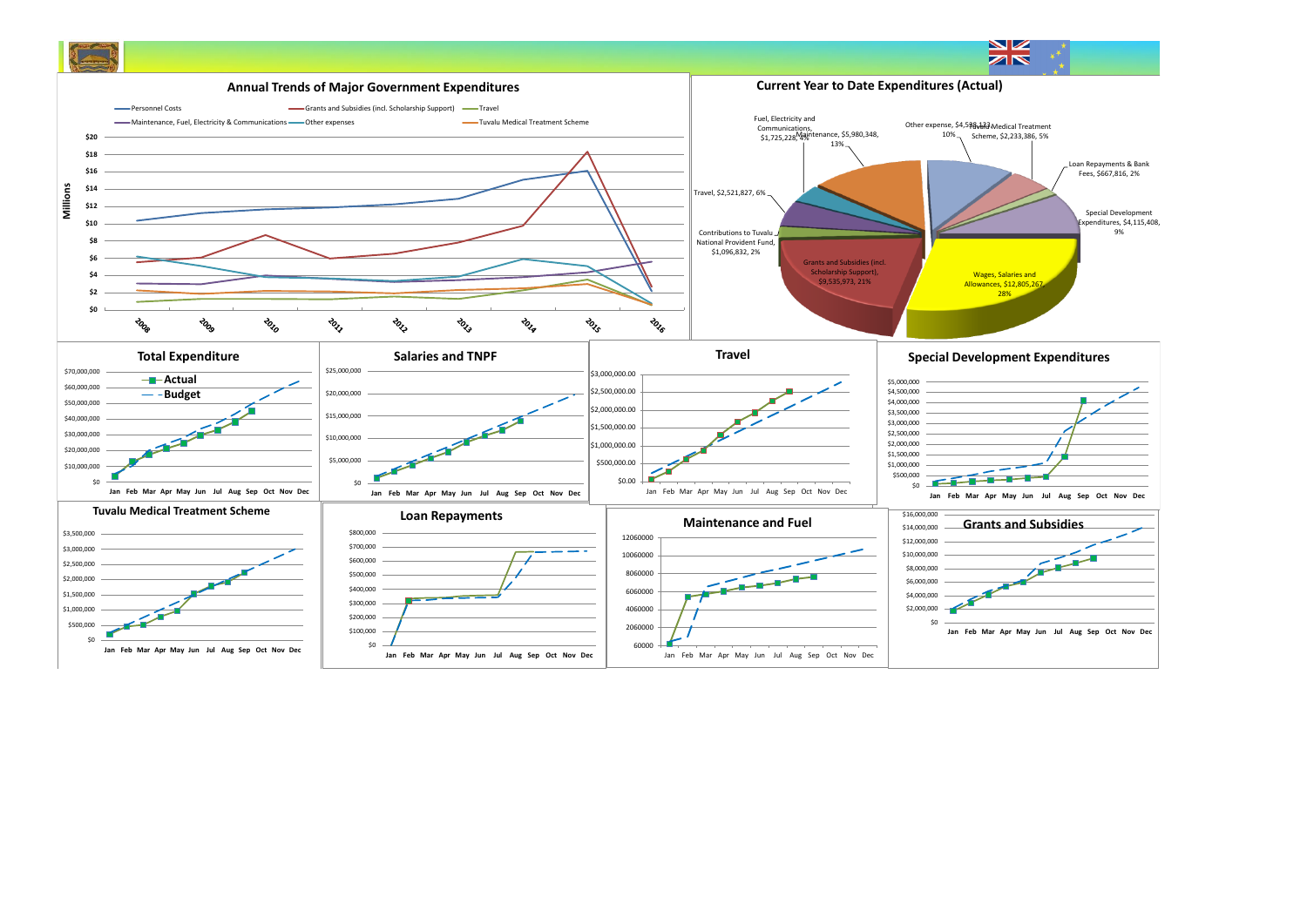## Annual Trends of Major Government Expenditures

Personnel Costs; Grants and Subsidies (incl. Scholarship Support); Travel; Maintenance, Fuel, Electricity & Communications; Other expenses; Tuvalu Medical Treatment Scheme

Millions: $0, $2, $4, $6, $8, $10, $12, $14, $16, $18, $20

2008, 2009, 2010, 2011, 2012, 2013, 2014, 2015, 2016

## Current Year to Date Expenditures (Actual)

- Fuel, Electricity and Communications, $1,725,228, 4%
- Maintenance, $5,980,348, 13%
- Other expense, $4,598,133, 10%
- Tuvalu Medical Treatment Scheme, $2,233,386, 5%
- Loan Repayments & Bank Fees, $667,816, 2%
- Special Development Expenditures, $4,115,408, 9%
- Wages, Salaries and Allowances, $12,805,267, 28%
- Grants and Subsidies (incl. Scholarship Support), $9,535,973, 21%
- Contributions to Tuvalu National Provident Fund, $1,096,832, 2%
- Travel, $2,521,827, 6%

## Total Expenditure

Actual; Budget

## Salaries and TNPF

## Travel

## Special Development Expenditures

## Tuvalu Medical Treatment Scheme

## Loan Repayments

## Maintenance and Fuel

## Grants and Subsidies

Jan Feb Mar Apr May Jun Jul Aug Sep Oct Nov Dec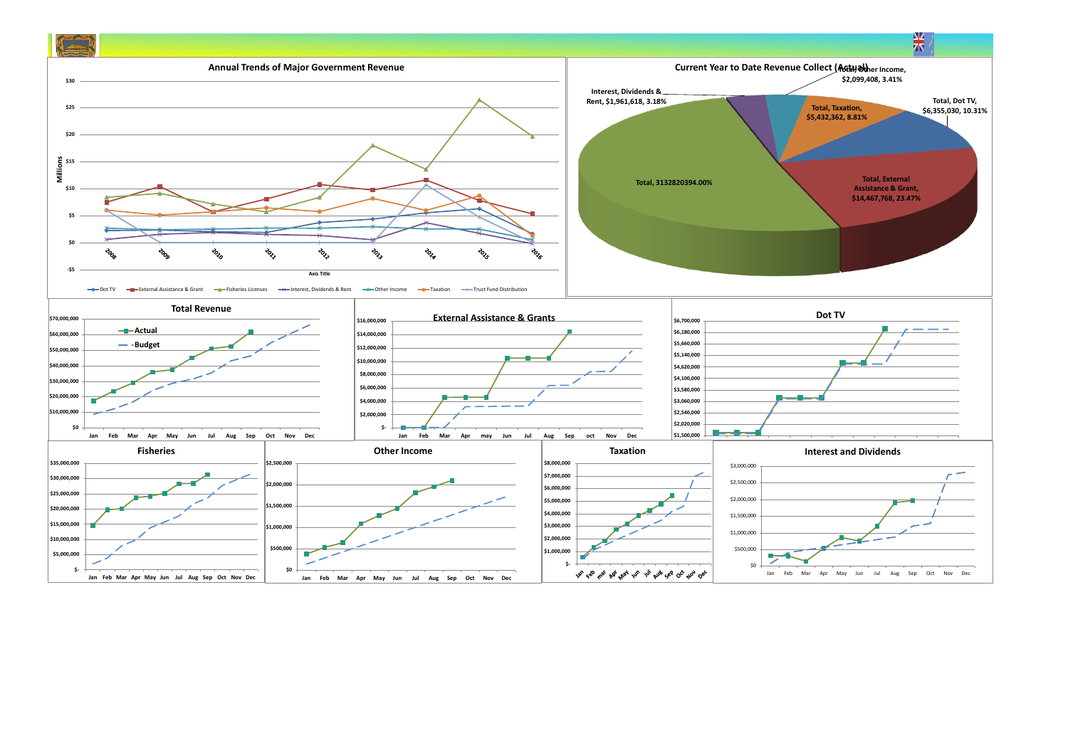## Annual Trends of Major Government Revenue

Millions

$30, $25, $20, $15, $10, $5, $0, -$5

2008, 2009, 2010, 2011, 2012, 2013, 2014, 2015, 2016

Axis Title

Dot TV — External Assistance & Grant — Fisheries Licenses — Interest, Dividends & Rent — Other Income — Taxation — Trust Fund Distribution

## Current Year to Date Revenue Collect (Actual)

- Total, Other Income, $2,099,408, 3.41%
- Interest, Dividends & Rent, $1,961,618, 3.18%
- Total, Dot TV, $6,355,030, 10.31%
- Total, Taxation, $5,432,362, 8.81%
- Total, 3132820394.00%
- Total, External Assistance & Grant, $14,467,768, 23.47%

## Total Revenue

Actual
Budget

$70,000,000, $60,000,000, $50,000,000, $40,000,000, $30,000,000, $20,000,000, $10,000,000, $0

Jan, Feb, Mar, Apr, May, Jun, Jul, Aug, Sep, Oct, Nov, Dec

## External Assistance & Grants

$16,000,000, $14,000,000, $12,000,000, $10,000,000, $8,000,000, $6,000,000, $4,000,000, $2,000,000, $-

Jan, Feb, Mar, Apr, may, Jun, Jul, Aug, Sep, oct, Nov, Dec

## Dot TV

$6,700,000, $6,180,000, $5,660,000, $5,140,000, $4,620,000, $4,100,000, $3,580,000, $3,060,000, $2,540,000, $2,020,000, $1,500,000

## Fisheries

$35,000,000, $30,000,000, $25,000,000, $20,000,000, $15,000,000, $10,000,000, $5,000,000, $-

Jan, Feb, Mar, Apr, May, Jun, Jul, Aug, Sep, Oct, Nov, Dec

## Other Income

$2,500,000, $2,000,000, $1,500,000, $1,000,000, $500,000, $0

Jan, Feb, Mar, Apr, May, Jun, Jul, Aug, Sep, Oct, Nov, Dec

## Taxation

$8,000,000, $7,000,000, $6,000,000, $5,000,000, $4,000,000, $3,000,000, $2,000,000, $1,000,000, $-

Jan, Feb, mar, Apr, May, Jun, Jul, Aug, Sep, Oct, Nov, Dec

## Interest and Dividends

$3,000,000, $2,500,000, $2,000,000, $1,500,000, $1,000,000, $500,000, $0

Jan, Feb, Mar, Apr, May, Jun, Jul, Aug, Sep, Oct, Nov, Dec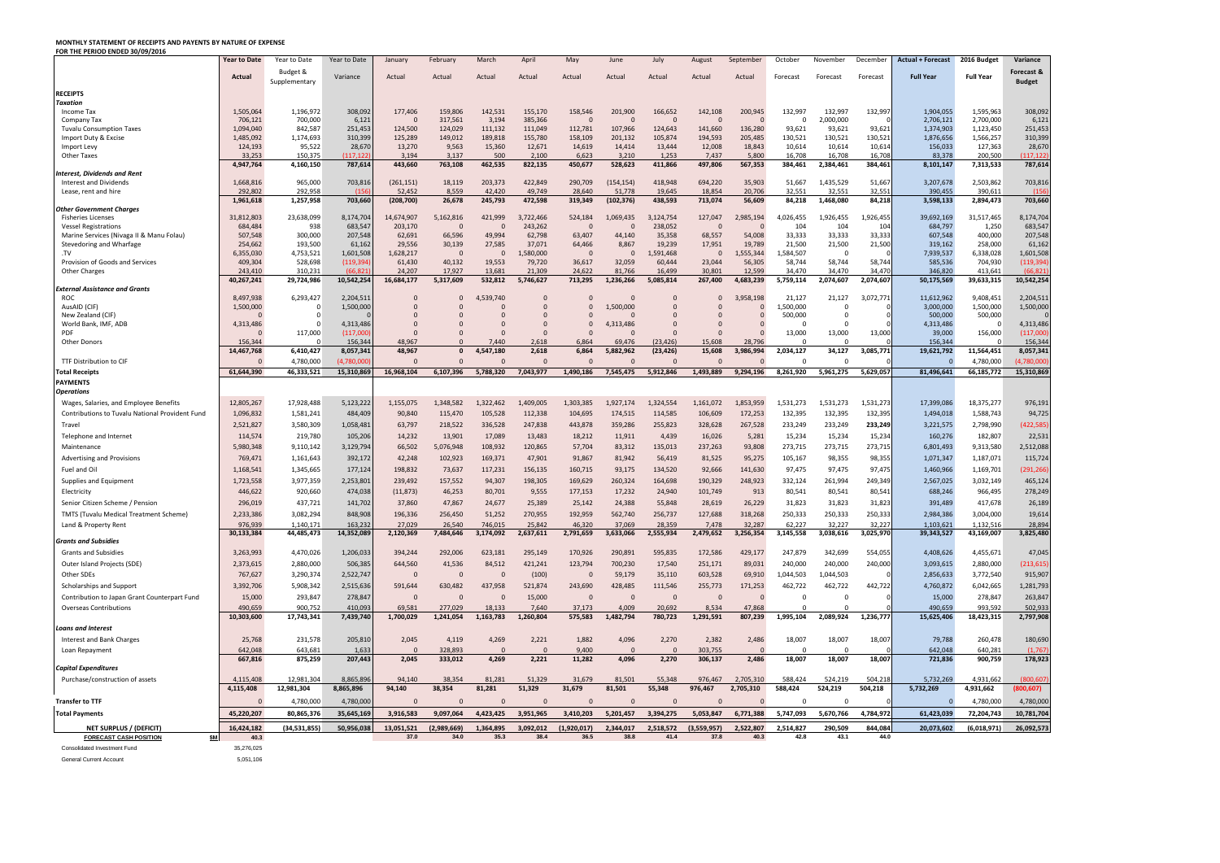**MONTHLY STATEMENT OF RECEIPTS AND PAYENTS BY NATURE OF EXPENSE**
**FOR THE PERIOD ENDED 30/09/2016**

| | Year to Date | Year to Date | Year to Date | January | February | March | April | May | June | July | August | September | October | November | December | Actual + Forecast | 2016 Budget | Variance |
|---|---|---|---|---|---|---|---|---|---|---|---|---|---|---|---|---|---|---|
| | Actual | Budget & Supplementary | Variance | Actual | Actual | Actual | Actual | Actual | Actual | Actual | Actual | Actual | Forecast | Forecast | Forecast | Full Year | Full Year | Forecast & Budget |
| **RECEIPTS** | | | | | | | | | | | | | | | | | | |
| ***Taxation*** | | | | | | | | | | | | | | | | | | |
| Income Tax | 1,505,064 | 1,196,972 | 308,092 | 177,406 | 159,806 | 142,531 | 155,170 | 158,546 | 201,900 | 166,652 | 142,108 | 200,945 | 132,997 | 132,997 | 132,997 | 1,904,055 | 1,595,963 | 308,092 |
| Company Tax | 706,121 | 700,000 | 6,121 | 0 | 317,561 | 3,194 | 385,366 | 0 | 0 | 0 | 0 | 0 | 0 | 2,000,000 | 0 | 2,706,121 | 2,700,000 | 6,121 |
| Tuvalu Consumption Taxes | 1,094,040 | 842,587 | 251,453 | 124,500 | 124,029 | 111,132 | 111,049 | 112,781 | 107,966 | 124,643 | 141,660 | 136,280 | 93,621 | 93,621 | 93,621 | 1,374,903 | 1,123,450 | 251,453 |
| Import Duty & Excise | 1,485,092 | 1,174,693 | 310,399 | 125,289 | 149,012 | 189,818 | 155,780 | 158,109 | 201,132 | 105,874 | 194,593 | 205,485 | 130,521 | 130,521 | 130,521 | 1,876,656 | 1,566,257 | 310,399 |
| Import Levy | 124,193 | 95,522 | 28,670 | 13,270 | 9,563 | 15,360 | 12,671 | 14,619 | 14,414 | 13,444 | 12,008 | 18,843 | 10,614 | 10,614 | 10,614 | 156,033 | 127,363 | 28,670 |
| Other Taxes | 33,253 | 150,375 | (117,122) | 3,194 | 3,137 | 500 | 2,100 | 6,623 | 3,210 | 1,253 | 7,437 | 5,800 | 16,708 | 16,708 | 16,708 | 83,378 | 200,500 | (117,122) |
| | 4,947,764 | 4,160,150 | 787,614 | 443,660 | 763,108 | 462,535 | 822,135 | 450,677 | 528,623 | 411,866 | 497,806 | 567,353 | 384,461 | 2,384,461 | 384,461 | 8,101,147 | 7,313,533 | 787,614 |
| ***Interest, Dividends and Rent*** | | | | | | | | | | | | | | | | | | |
| Interest and Dividends | 1,668,816 | 965,000 | 703,816 | (261,151) | 18,119 | 203,373 | 422,849 | 290,709 | (154,154) | 418,948 | 694,220 | 35,903 | 51,667 | 1,435,529 | 51,667 | 3,207,678 | 2,503,862 | 703,816 |
| Lease, rent and hire | 292,802 | 292,958 | (156) | 52,452 | 8,559 | 42,420 | 49,749 | 28,640 | 51,778 | 19,645 | 18,854 | 20,706 | 32,551 | 32,551 | 32,551 | 390,455 | 390,611 | (156) |
| | 1,961,618 | 1,257,958 | 703,660 | (208,700) | 26,678 | 245,793 | 472,598 | 319,349 | (102,376) | 438,593 | 713,074 | 56,609 | 84,218 | 1,468,080 | 84,218 | 3,598,133 | 2,894,473 | 703,660 |
| ***Other Government Charges*** | | | | | | | | | | | | | | | | | | |
| Fisheries Licenses | 31,812,803 | 23,638,099 | 8,174,704 | 14,674,907 | 5,162,816 | 421,999 | 3,722,466 | 524,184 | 1,069,435 | 3,124,754 | 127,047 | 2,985,194 | 4,026,455 | 1,926,455 | 1,926,455 | 39,692,169 | 31,517,465 | 8,174,704 |
| Vessel Registrations | 684,484 | 938 | 683,547 | 203,170 | 0 | 0 | 243,262 | 0 | 0 | 238,052 | 0 | 0 | 104 | 104 | 104 | 684,797 | 1,250 | 683,547 |
| Marine Services (Nivaga II & Manu Folau) | 507,548 | 300,000 | 207,548 | 62,691 | 66,596 | 49,994 | 62,798 | 63,407 | 44,140 | 35,358 | 68,557 | 54,008 | 33,333 | 33,333 | 33,333 | 607,548 | 400,000 | 207,548 |
| Stevedoring and Wharfage | 254,662 | 193,500 | 61,162 | 29,556 | 30,139 | 27,585 | 37,071 | 64,466 | 8,867 | 19,239 | 17,951 | 19,789 | 21,500 | 21,500 | 21,500 | 319,162 | 258,000 | 61,162 |
| .TV | 6,355,030 | 4,753,521 | 1,601,508 | 1,628,217 | 0 | 0 | 1,580,000 | 0 | 0 | 1,591,468 | 0 | 1,555,344 | 1,584,507 | 0 | 0 | 7,939,537 | 6,338,028 | 1,601,508 |
| Provision of Goods and Services | 409,304 | 528,698 | (119,394) | 61,430 | 40,132 | 19,553 | 79,720 | 36,617 | 32,059 | 60,444 | 23,044 | 56,305 | 58,744 | 58,744 | 58,744 | 585,536 | 704,930 | (119,394) |
| Other Charges | 243,410 | 310,231 | (66,821) | 24,207 | 17,927 | 13,681 | 21,309 | 24,622 | 81,766 | 16,499 | 30,801 | 12,599 | 34,470 | 34,470 | 34,470 | 346,820 | 413,641 | (66,821) |
| | 40,267,241 | 29,724,986 | 10,542,254 | 16,684,177 | 5,317,609 | 532,812 | 5,746,627 | 713,295 | 1,236,266 | 5,085,814 | 267,400 | 4,683,239 | 5,759,114 | 2,074,607 | 2,074,607 | 50,175,569 | 39,633,315 | 10,542,254 |
| ***External Assistance and Grants*** | | | | | | | | | | | | | | | | | | |
| ROC | 8,497,938 | 6,293,427 | 2,204,511 | 0 | 0 | 4,539,740 | 0 | 0 | 0 | 0 | 0 | 3,958,198 | 21,127 | 21,127 | 3,072,771 | 11,612,962 | 9,408,451 | 2,204,511 |
| AusAID (CIF) | 1,500,000 | 0 | 1,500,000 | 0 | 0 | 0 | 0 | 0 | 1,500,000 | 0 | 0 | 0 | 1,500,000 | 0 | 0 | 3,000,000 | 1,500,000 | 1,500,000 |
| New Zealand (CIF) | 0 | 0 | 0 | 0 | 0 | 0 | 0 | 0 | 0 | 0 | 0 | 0 | 500,000 | 0 | 0 | 500,000 | 500,000 | 0 |
| World Bank, IMF, ADB | 4,313,486 | 0 | 4,313,486 | 0 | 0 | 0 | 0 | 0 | 4,313,486 | 0 | 0 | 0 | 0 | 0 | 0 | 4,313,486 | 0 | 4,313,486 |
| PDF | 0 | 117,000 | (117,000) | 0 | 0 | 0 | 0 | 0 | 0 | 0 | 0 | 0 | 13,000 | 13,000 | 13,000 | 39,000 | 156,000 | (117,000) |
| Other Donors | 156,344 | 0 | 156,344 | 48,967 | 0 | 7,440 | 2,618 | 6,864 | 69,476 | (23,426) | 15,608 | 28,796 | 0 | 0 | 0 | 156,344 | 0 | 156,344 |
| | 14,467,768 | 6,410,427 | 8,057,341 | 48,967 | 0 | 4,547,180 | 2,618 | 6,864 | 5,882,962 | (23,426) | 15,608 | 3,986,994 | 2,034,127 | 34,127 | 3,085,771 | 19,621,792 | 11,564,451 | 8,057,341 |
| TTF Distribution to CIF | 0 | 4,780,000 | (4,780,000) | 0 | 0 | 0 | 0 | 0 | 0 | 0 | 0 | 0 | 0 | 0 | | 0 | 4,780,000 | (4,780,000) |
| **Total Receipts** | 61,644,390 | 46,333,521 | 15,310,869 | 16,968,104 | 6,107,396 | 5,788,320 | 7,043,977 | 1,490,186 | 7,545,475 | 5,912,846 | 1,493,889 | 9,294,196 | 8,261,920 | 5,961,275 | 5,629,057 | 81,496,641 | 66,185,772 | 15,310,869 |
| **PAYMENTS** | | | | | | | | | | | | | | | | | | |
| ***Operations*** | | | | | | | | | | | | | | | | | | |
| Wages, Salaries, and Employee Benefits | 12,805,267 | 17,928,488 | 5,123,222 | 1,155,075 | 1,348,582 | 1,322,462 | 1,409,005 | 1,303,385 | 1,927,174 | 1,324,554 | 1,161,072 | 1,853,959 | 1,531,273 | 1,531,273 | 1,531,273 | 17,399,086 | 18,375,277 | 976,191 |
| Contributions to Tuvalu National Provident Fund | 1,096,832 | 1,581,241 | 484,409 | 90,840 | 115,470 | 105,528 | 112,338 | 104,695 | 174,515 | 114,585 | 106,609 | 172,253 | 132,395 | 132,395 | 132,395 | 1,494,018 | 1,588,743 | 94,725 |
| Travel | 2,521,827 | 3,580,309 | 1,058,481 | 63,797 | 218,522 | 336,528 | 247,838 | 443,878 | 359,286 | 255,823 | 328,628 | 267,528 | 233,249 | 233,249 | 233,249 | 3,221,575 | 2,798,990 | (422,585) |
| Telephone and Internet | 114,574 | 219,780 | 105,206 | 14,232 | 13,901 | 17,089 | 13,483 | 18,212 | 11,911 | 4,439 | 16,026 | 5,281 | 15,234 | 15,234 | 15,234 | 160,276 | 182,807 | 22,531 |
| Maintenance | 5,980,348 | 9,110,142 | 3,129,794 | 66,502 | 5,076,948 | 108,932 | 120,865 | 57,704 | 83,312 | 135,013 | 237,263 | 93,808 | 273,715 | 273,715 | 273,715 | 6,801,493 | 9,313,580 | 2,512,088 |
| Advertising and Provisions | 769,471 | 1,161,643 | 392,172 | 42,248 | 102,923 | 169,371 | 47,901 | 91,867 | 81,942 | 56,419 | 81,525 | 95,275 | 105,167 | 98,355 | 98,355 | 1,071,347 | 1,187,071 | 115,724 |
| Fuel and Oil | 1,168,541 | 1,345,665 | 177,124 | 198,832 | 73,637 | 117,231 | 156,135 | 160,715 | 93,175 | 134,520 | 92,666 | 141,630 | 97,475 | 97,475 | 97,475 | 1,460,966 | 1,169,701 | (291,266) |
| Supplies and Equipment | 1,723,558 | 3,977,359 | 2,253,801 | 239,492 | 157,552 | 94,307 | 198,305 | 169,629 | 260,324 | 164,698 | 190,329 | 248,923 | 332,124 | 261,994 | 249,349 | 2,567,025 | 3,032,149 | 465,124 |
| Electricity | 446,622 | 920,660 | 474,038 | (11,873) | 46,253 | 80,701 | 9,555 | 177,153 | 17,232 | 24,940 | 101,749 | 913 | 80,541 | 80,541 | 80,541 | 688,246 | 966,495 | 278,249 |
| Senior Citizen Scheme / Pension | 296,019 | 437,721 | 141,702 | 37,860 | 47,867 | 24,677 | 25,389 | 25,142 | 24,388 | 55,848 | 28,619 | 26,229 | 31,823 | 31,823 | 31,823 | 391,489 | 417,678 | 26,189 |
| TMTS (Tuvalu Medical Treatment Scheme) | 2,233,386 | 3,082,294 | 848,908 | 196,336 | 256,450 | 51,252 | 270,955 | 192,959 | 562,740 | 256,737 | 127,688 | 318,268 | 250,333 | 250,333 | 250,333 | 2,984,386 | 3,004,000 | 19,614 |
| Land & Property Rent | 976,939 | 1,140,171 | 163,232 | 27,029 | 26,540 | 746,015 | 25,842 | 46,320 | 37,069 | 28,359 | 7,478 | 32,287 | 62,227 | 32,227 | 32,227 | 1,103,621 | 1,132,516 | 28,894 |
| | 30,133,384 | 44,485,473 | 14,352,089 | 2,120,369 | 7,484,646 | 3,174,092 | 2,637,611 | 2,791,659 | 3,633,066 | 2,555,934 | 2,479,652 | 3,256,354 | 3,145,558 | 3,038,616 | 3,025,970 | 39,343,527 | 43,169,007 | 3,825,480 |
| ***Grants and Subsidies*** | | | | | | | | | | | | | | | | | | |
| Grants and Subsidies | 3,263,993 | 4,470,026 | 1,206,033 | 394,244 | 292,006 | 623,181 | 295,149 | 170,926 | 290,891 | 595,835 | 172,586 | 429,177 | 247,879 | 342,699 | 554,055 | 4,408,626 | 4,455,671 | 47,045 |
| Outer Island Projects (SDE) | 2,373,615 | 2,880,000 | 506,385 | 644,560 | 41,536 | 84,512 | 421,241 | 123,794 | 700,230 | 17,540 | 251,171 | 89,031 | 240,000 | 240,000 | 240,000 | 3,093,615 | 2,880,000 | (213,615) |
| Other SDEs | 767,627 | 3,290,374 | 2,522,747 | 0 | 0 | 0 | (100) | 0 | 59,179 | 35,110 | 603,528 | 69,910 | 1,044,503 | 1,044,503 | 0 | 2,856,633 | 3,772,540 | 915,907 |
| Scholarships and Support | 3,392,706 | 5,908,342 | 2,515,636 | 591,644 | 630,482 | 437,958 | 521,874 | 243,690 | 428,485 | 111,546 | 255,773 | 171,253 | 462,722 | 462,722 | 442,722 | 4,760,872 | 6,042,665 | 1,281,793 |
| Contribution to Japan Grant Counterpart Fund | 15,000 | 293,847 | 278,847 | 0 | 0 | 0 | 15,000 | 0 | 0 | 0 | 0 | 0 | 0 | 0 | 0 | 15,000 | 278,847 | 263,847 |
| Overseas Contributions | 490,659 | 900,752 | 410,093 | 69,581 | 277,029 | 18,133 | 7,640 | 37,173 | 4,009 | 20,692 | 8,534 | 47,868 | 0 | 0 | 0 | 490,659 | 993,592 | 502,933 |
| | 10,303,600 | 17,743,341 | 7,439,740 | 1,700,029 | 1,241,054 | 1,163,783 | 1,260,804 | 575,583 | 1,482,794 | 780,723 | 1,291,591 | 807,239 | 1,995,104 | 2,089,924 | 1,236,777 | 15,625,406 | 18,423,315 | 2,797,908 |
| ***Loans and Interest*** | | | | | | | | | | | | | | | | | | |
| Interest and Bank Charges | 25,768 | 231,578 | 205,810 | 2,045 | 4,119 | 4,269 | 2,221 | 1,882 | 4,096 | 2,270 | 2,382 | 2,486 | 18,007 | 18,007 | 18,007 | 79,788 | 260,478 | 180,690 |
| Loan Repayment | 642,048 | 643,681 | 1,633 | 0 | 328,893 | 0 | 0 | 9,400 | 0 | 0 | 303,755 | 0 | 0 | 0 | 0 | 642,048 | 640,281 | (1,767) |
| | 667,816 | 875,259 | 207,443 | 2,045 | 333,012 | 4,269 | 2,221 | 11,282 | 4,096 | 2,270 | 306,137 | 2,486 | 18,007 | 18,007 | 18,007 | 721,836 | 900,759 | 178,923 |
| ***Capital Expenditures*** | | | | | | | | | | | | | | | | | | |
| Purchase/construction of assets | 4,115,408 | 12,981,304 | 8,865,896 | 94,140 | 38,354 | 81,281 | 51,329 | 31,679 | 81,501 | 55,348 | 976,467 | 2,705,310 | 588,424 | 524,219 | 504,218 | 5,732,269 | 4,931,662 | (800,607) |
| | 4,115,408 | 12,981,304 | 8,865,896 | 94,140 | 38,354 | 81,281 | 51,329 | 31,679 | 81,501 | 55,348 | 976,467 | 2,705,310 | 588,424 | 524,219 | 504,218 | 5,732,269 | 4,931,662 | (800,607) |
| **Transfer to TTF** | 0 | 4,780,000 | 4,780,000 | 0 | 0 | 0 | 0 | 0 | 0 | 0 | 0 | 0 | 0 | 0 | | 0 | 4,780,000 | 4,780,000 |
| **Total Payments** | 45,220,207 | 80,865,376 | 35,645,169 | 3,916,583 | 9,097,064 | 4,423,425 | 3,951,965 | 3,410,203 | 5,201,457 | 3,394,275 | 5,053,847 | 6,771,388 | 5,747,093 | 5,670,766 | 4,784,972 | 61,423,039 | 72,204,743 | 10,781,704 |
| **NET SURPLUS / (DEFICIT)** | 16,424,182 | (34,531,855) | 50,956,038 | 13,051,521 | (2,989,669) | 1,364,895 | 3,092,012 | (1,920,017) | 2,344,017 | 2,518,572 | (3,559,957) | 2,522,807 | 2,514,827 | 290,509 | 844,084 | 20,073,602 | (6,018,971) | 26,092,573 |
| **FORECAST CASH POSITION** $M | 40.3 | | | 37.0 | 34.0 | 35.3 | 38.4 | 36.5 | 38.8 | 41.4 | 37.8 | 40.3 | 42.8 | 43.1 | 44.0 | | | |
| Consolidated Investment Fund | 35,276,025 | | | | | | | | | | | | | | | | | |
| General Current Account | 5,051,106 | | | | | | | | | | | | | | | | | |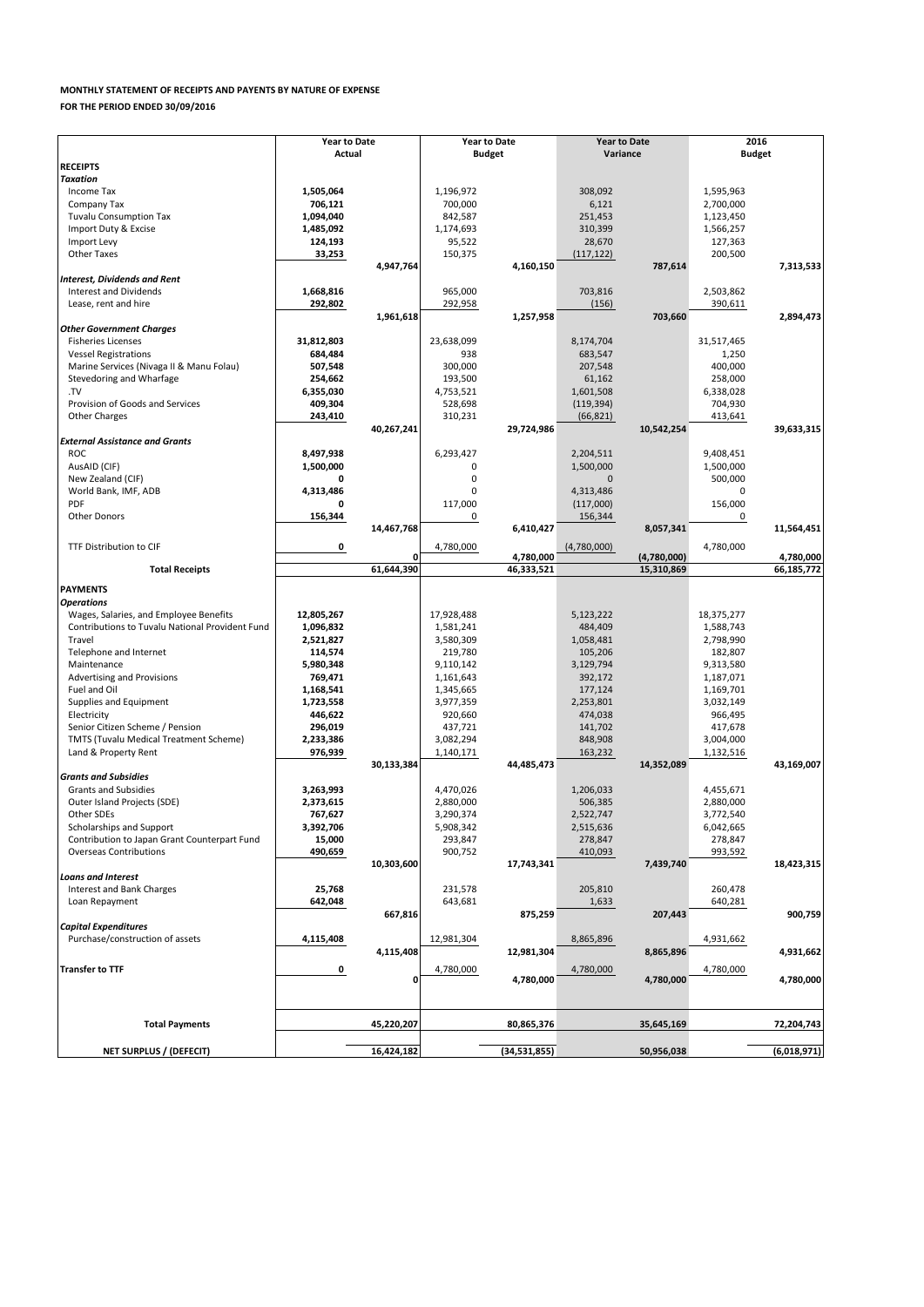**MONTHLY STATEMENT OF RECEIPTS AND PAYENTS BY NATURE OF EXPENSE**

**FOR THE PERIOD ENDED 30/09/2016**

| | Year to Date Actual | | Year to Date Budget | | Year to Date Variance | | 2016 Budget | |
|---|---|---|---|---|---|---|---|---|
| **RECEIPTS** | | | | | | | | |
| ***Taxation*** | | | | | | | | |
| Income Tax | **1,505,064** | | 1,196,972 | | 308,092 | | 1,595,963 | |
| Company Tax | **706,121** | | 700,000 | | 6,121 | | 2,700,000 | |
| Tuvalu Consumption Tax | **1,094,040** | | 842,587 | | 251,453 | | 1,123,450 | |
| Import Duty & Excise | **1,485,092** | | 1,174,693 | | 310,399 | | 1,566,257 | |
| Import Levy | **124,193** | | 95,522 | | 28,670 | | 127,363 | |
| Other Taxes | **33,253** | | 150,375 | | (117,122) | | 200,500 | |
| | | **4,947,764** | | **4,160,150** | | **787,614** | | **7,313,533** |
| ***Interest, Dividends and Rent*** | | | | | | | | |
| Interest and Dividends | **1,668,816** | | 965,000 | | 703,816 | | 2,503,862 | |
| Lease, rent and hire | **292,802** | | 292,958 | | (156) | | 390,611 | |
| | | **1,961,618** | | **1,257,958** | | **703,660** | | **2,894,473** |
| ***Other Government Charges*** | | | | | | | | |
| Fisheries Licenses | **31,812,803** | | 23,638,099 | | 8,174,704 | | 31,517,465 | |
| Vessel Registrations | **684,484** | | 938 | | 683,547 | | 1,250 | |
| Marine Services (Nivaga II & Manu Folau) | **507,548** | | 300,000 | | 207,548 | | 400,000 | |
| Stevedoring and Wharfage | **254,662** | | 193,500 | | 61,162 | | 258,000 | |
| .TV | **6,355,030** | | 4,753,521 | | 1,601,508 | | 6,338,028 | |
| Provision of Goods and Services | **409,304** | | 528,698 | | (119,394) | | 704,930 | |
| Other Charges | **243,410** | | 310,231 | | (66,821) | | 413,641 | |
| | | **40,267,241** | | **29,724,986** | | **10,542,254** | | **39,633,315** |
| ***External Assistance and Grants*** | | | | | | | | |
| ROC | **8,497,938** | | 6,293,427 | | 2,204,511 | | 9,408,451 | |
| AusAID (CIF) | **1,500,000** | | 0 | | 1,500,000 | | 1,500,000 | |
| New Zealand (CIF) | **0** | | 0 | | 0 | | 500,000 | |
| World Bank, IMF, ADB | **4,313,486** | | 0 | | 4,313,486 | | 0 | |
| PDF | **0** | | 117,000 | | (117,000) | | 156,000 | |
| Other Donors | **156,344** | | 0 | | 156,344 | | 0 | |
| | | **14,467,768** | | **6,410,427** | | **8,057,341** | | **11,564,451** |
| TTF Distribution to CIF | **0** | | 4,780,000 | | (4,780,000) | | 4,780,000 | |
| | | **0** | | **4,780,000** | | **(4,780,000)** | | **4,780,000** |
| **Total Receipts** | | **61,644,390** | | **46,333,521** | | **15,310,869** | | **66,185,772** |
| **PAYMENTS** | | | | | | | | |
| ***Operations*** | | | | | | | | |
| Wages, Salaries, and Employee Benefits | **12,805,267** | | 17,928,488 | | 5,123,222 | | 18,375,277 | |
| Contributions to Tuvalu National Provident Fund | **1,096,832** | | 1,581,241 | | 484,409 | | 1,588,743 | |
| Travel | **2,521,827** | | 3,580,309 | | 1,058,481 | | 2,798,990 | |
| Telephone and Internet | **114,574** | | 219,780 | | 105,206 | | 182,807 | |
| Maintenance | **5,980,348** | | 9,110,142 | | 3,129,794 | | 9,313,580 | |
| Advertising and Provisions | **769,471** | | 1,161,643 | | 392,172 | | 1,187,071 | |
| Fuel and Oil | **1,168,541** | | 1,345,665 | | 177,124 | | 1,169,701 | |
| Supplies and Equipment | **1,723,558** | | 3,977,359 | | 2,253,801 | | 3,032,149 | |
| Electricity | **446,622** | | 920,660 | | 474,038 | | 966,495 | |
| Senior Citizen Scheme / Pension | **296,019** | | 437,721 | | 141,702 | | 417,678 | |
| TMTS (Tuvalu Medical Treatment Scheme) | **2,233,386** | | 3,082,294 | | 848,908 | | 3,004,000 | |
| Land & Property Rent | **976,939** | | 1,140,171 | | 163,232 | | 1,132,516 | |
| | | **30,133,384** | | **44,485,473** | | **14,352,089** | | **43,169,007** |
| ***Grants and Subsidies*** | | | | | | | | |
| Grants and Subsidies | **3,263,993** | | 4,470,026 | | 1,206,033 | | 4,455,671 | |
| Outer Island Projects (SDE) | **2,373,615** | | 2,880,000 | | 506,385 | | 2,880,000 | |
| Other SDEs | **767,627** | | 3,290,374 | | 2,522,747 | | 3,772,540 | |
| Scholarships and Support | **3,392,706** | | 5,908,342 | | 2,515,636 | | 6,042,665 | |
| Contribution to Japan Grant Counterpart Fund | **15,000** | | 293,847 | | 278,847 | | 278,847 | |
| Overseas Contributions | **490,659** | | 900,752 | | 410,093 | | 993,592 | |
| | | **10,303,600** | | **17,743,341** | | **7,439,740** | | **18,423,315** |
| ***Loans and Interest*** | | | | | | | | |
| Interest and Bank Charges | **25,768** | | 231,578 | | 205,810 | | 260,478 | |
| Loan Repayment | **642,048** | | 643,681 | | 1,633 | | 640,281 | |
| | | **667,816** | | **875,259** | | **207,443** | | **900,759** |
| ***Capital Expenditures*** | | | | | | | | |
| Purchase/construction of assets | **4,115,408** | | 12,981,304 | | 8,865,896 | | 4,931,662 | |
| | | **4,115,408** | | **12,981,304** | | **8,865,896** | | **4,931,662** |
| **Transfer to TTF** | **0** | | 4,780,000 | | 4,780,000 | | 4,780,000 | |
| | | **0** | | **4,780,000** | | **4,780,000** | | **4,780,000** |
| **Total Payments** | | **45,220,207** | | **80,865,376** | | **35,645,169** | | **72,204,743** |
| **NET SURPLUS / (DEFECIT)** | | **16,424,182** | | **(34,531,855)** | | **50,956,038** | | **(6,018,971)** |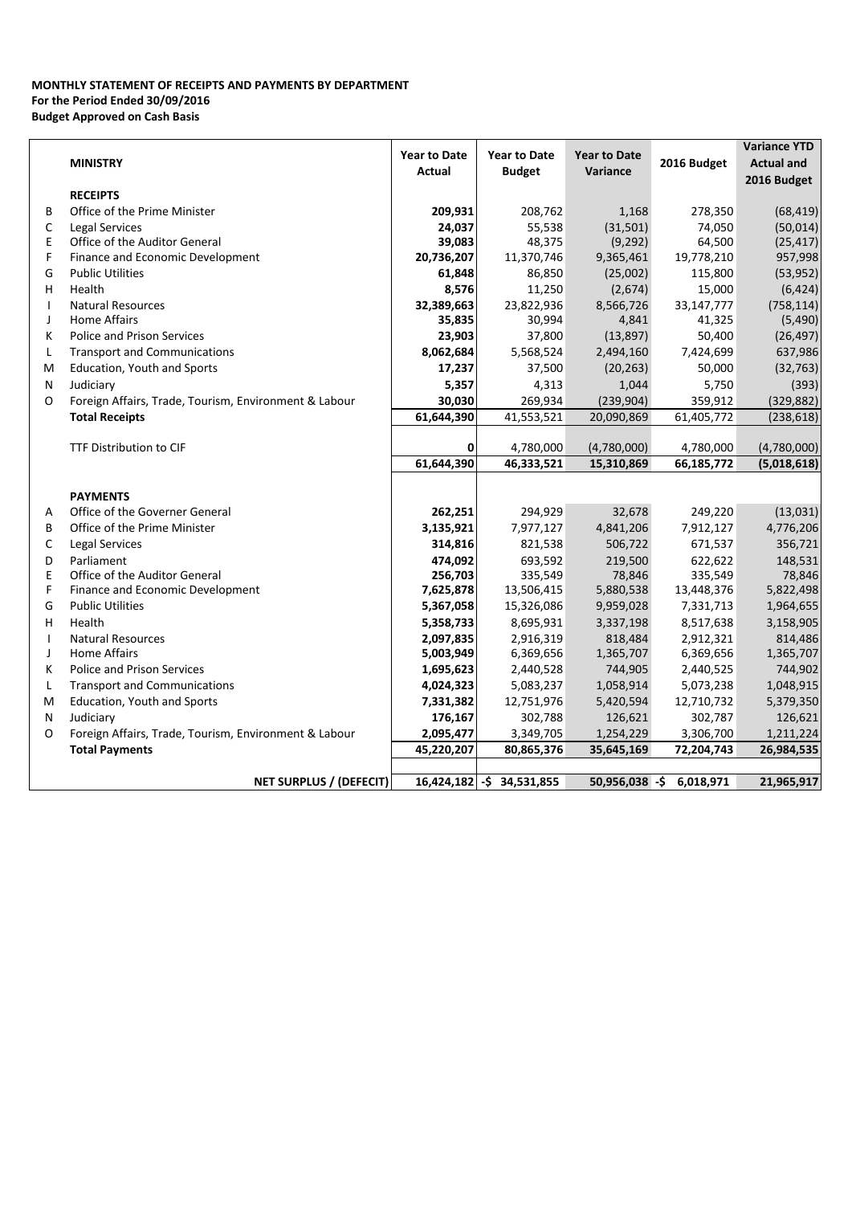**MONTHLY STATEMENT OF RECEIPTS AND PAYMENTS BY DEPARTMENT**
**For the Period Ended 30/09/2016**
**Budget Approved on Cash Basis**

| | MINISTRY | Year to Date Actual | Year to Date Budget | Year to Date Variance | 2016 Budget | Variance YTD Actual and 2016 Budget |
|---|---|---|---|---|---|---|
| | **RECEIPTS** | | | | | |
| B | Office of the Prime Minister | **209,931** | 208,762 | 1,168 | 278,350 | (68,419) |
| C | Legal Services | **24,037** | 55,538 | (31,501) | 74,050 | (50,014) |
| E | Office of the Auditor General | **39,083** | 48,375 | (9,292) | 64,500 | (25,417) |
| F | Finance and Economic Development | **20,736,207** | 11,370,746 | 9,365,461 | 19,778,210 | 957,998 |
| G | Public Utilities | **61,848** | 86,850 | (25,002) | 115,800 | (53,952) |
| H | Health | **8,576** | 11,250 | (2,674) | 15,000 | (6,424) |
| I | Natural Resources | **32,389,663** | 23,822,936 | 8,566,726 | 33,147,777 | (758,114) |
| J | Home Affairs | **35,835** | 30,994 | 4,841 | 41,325 | (5,490) |
| K | Police and Prison Services | **23,903** | 37,800 | (13,897) | 50,400 | (26,497) |
| L | Transport and Communications | **8,062,684** | 5,568,524 | 2,494,160 | 7,424,699 | 637,986 |
| M | Education, Youth and Sports | **17,237** | 37,500 | (20,263) | 50,000 | (32,763) |
| N | Judiciary | **5,357** | 4,313 | 1,044 | 5,750 | (393) |
| O | Foreign Affairs, Trade, Tourism, Environment & Labour | **30,030** | 269,934 | (239,904) | 359,912 | (329,882) |
| | **Total Receipts** | **61,644,390** | 41,553,521 | 20,090,869 | 61,405,772 | (238,618) |
| | TTF Distribution to CIF | **0** | 4,780,000 | (4,780,000) | 4,780,000 | (4,780,000) |
| | | **61,644,390** | **46,333,521** | **15,310,869** | **66,185,772** | **(5,018,618)** |
| | **PAYMENTS** | | | | | |
| A | Office of the Governer General | **262,251** | 294,929 | 32,678 | 249,220 | (13,031) |
| B | Office of the Prime Minister | **3,135,921** | 7,977,127 | 4,841,206 | 7,912,127 | 4,776,206 |
| C | Legal Services | **314,816** | 821,538 | 506,722 | 671,537 | 356,721 |
| D | Parliament | **474,092** | 693,592 | 219,500 | 622,622 | 148,531 |
| E | Office of the Auditor General | **256,703** | 335,549 | 78,846 | 335,549 | 78,846 |
| F | Finance and Economic Development | **7,625,878** | 13,506,415 | 5,880,538 | 13,448,376 | 5,822,498 |
| G | Public Utilities | **5,367,058** | 15,326,086 | 9,959,028 | 7,331,713 | 1,964,655 |
| H | Health | **5,358,733** | 8,695,931 | 3,337,198 | 8,517,638 | 3,158,905 |
| I | Natural Resources | **2,097,835** | 2,916,319 | 818,484 | 2,912,321 | 814,486 |
| J | Home Affairs | **5,003,949** | 6,369,656 | 1,365,707 | 6,369,656 | 1,365,707 |
| K | Police and Prison Services | **1,695,623** | 2,440,528 | 744,905 | 2,440,525 | 744,902 |
| L | Transport and Communications | **4,024,323** | 5,083,237 | 1,058,914 | 5,073,238 | 1,048,915 |
| M | Education, Youth and Sports | **7,331,382** | 12,751,976 | 5,420,594 | 12,710,732 | 5,379,350 |
| N | Judiciary | **176,167** | 302,788 | 126,621 | 302,787 | 126,621 |
| O | Foreign Affairs, Trade, Tourism, Environment & Labour | **2,095,477** | 3,349,705 | 1,254,229 | 3,306,700 | 1,211,224 |
| | **Total Payments** | **45,220,207** | **80,865,376** | **35,645,169** | **72,204,743** | **26,984,535** |
| | **NET SURPLUS / (DEFECIT)** | **16,424,182** | **-$ 34,531,855** | **50,956,038** | **-$ 6,018,971** | **21,965,917** |